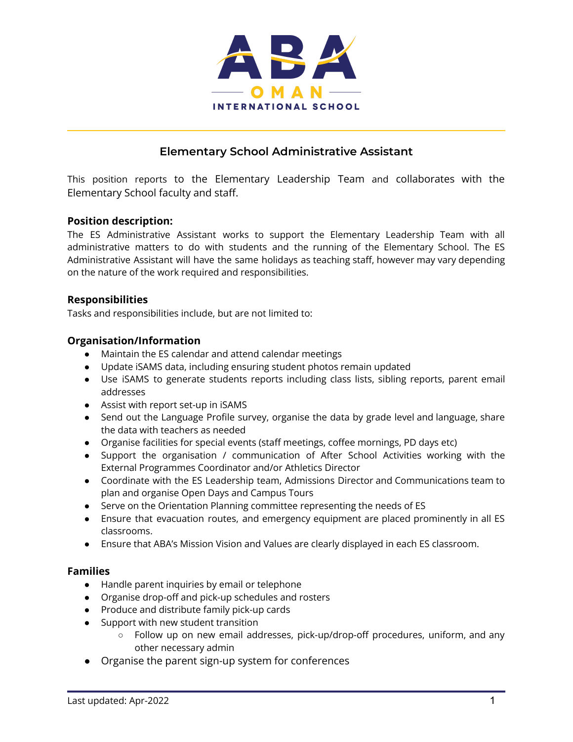ABA OMAN INTERNATIONAL SCHOOL

# Elementary School Administrative Assistant

This position reports to the Elementary Leadership Team and collaborates with the Elementary School faculty and staff.

**Position description:**
The ES Administrative Assistant works to support the Elementary Leadership Team with all administrative matters to do with students and the running of the Elementary School. The ES Administrative Assistant will have the same holidays as teaching staff, however may vary depending on the nature of the work required and responsibilities.

**Responsibilities**
Tasks and responsibilities include, but are not limited to:

**Organisation/Information**

- Maintain the ES calendar and attend calendar meetings
- Update iSAMS data, including ensuring student photos remain updated
- Use iSAMS to generate students reports including class lists, sibling reports, parent email addresses
- Assist with report set-up in iSAMS
- Send out the Language Profile survey, organise the data by grade level and language, share the data with teachers as needed
- Organise facilities for special events (staff meetings, coffee mornings, PD days etc)
- Support the organisation / communication of After School Activities working with the External Programmes Coordinator and/or Athletics Director
- Coordinate with the ES Leadership team, Admissions Director and Communications team to plan and organise Open Days and Campus Tours
- Serve on the Orientation Planning committee representing the needs of ES
- Ensure that evacuation routes, and emergency equipment are placed prominently in all ES classrooms.
- Ensure that ABA's Mission Vision and Values are clearly displayed in each ES classroom.

**Families**

- Handle parent inquiries by email or telephone
- Organise drop-off and pick-up schedules and rosters
- Produce and distribute family pick-up cards
- Support with new student transition
  - Follow up on new email addresses, pick-up/drop-off procedures, uniform, and any other necessary admin
- Organise the parent sign-up system for conferences

Last updated: Apr-2022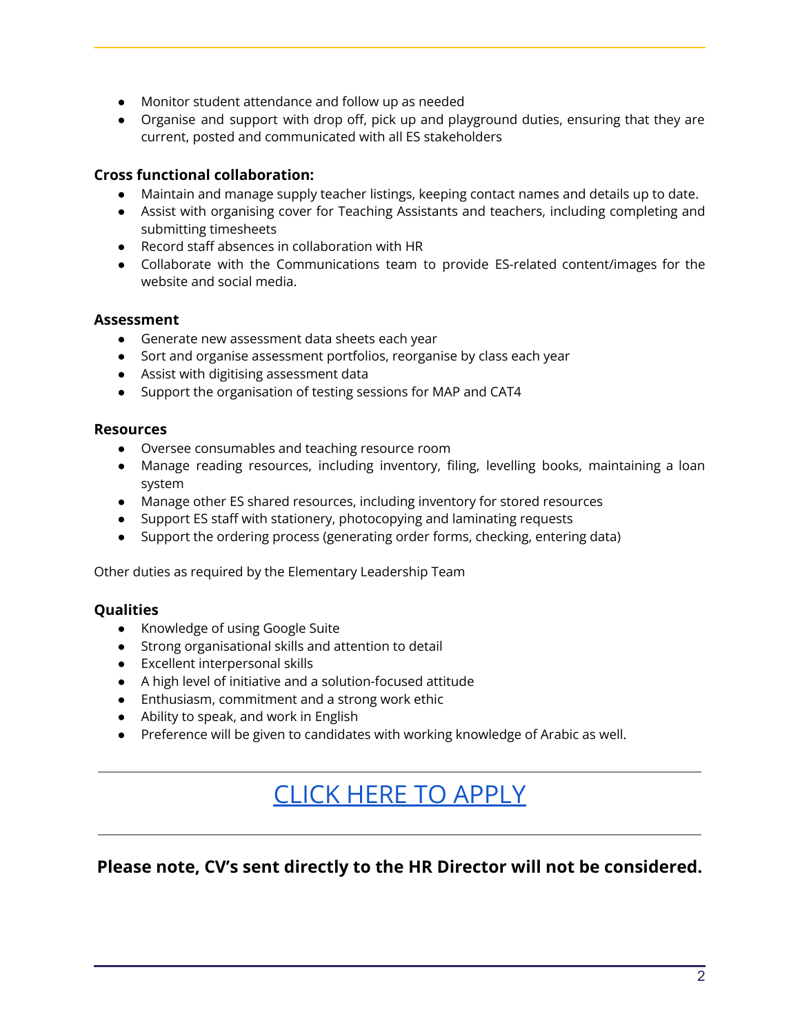- Monitor student attendance and follow up as needed
- Organise and support with drop off, pick up and playground duties, ensuring that they are current, posted and communicated with all ES stakeholders

**Cross functional collaboration:**

- Maintain and manage supply teacher listings, keeping contact names and details up to date.
- Assist with organising cover for Teaching Assistants and teachers, including completing and submitting timesheets
- Record staff absences in collaboration with HR
- Collaborate with the Communications team to provide ES-related content/images for the website and social media.

**Assessment**

- Generate new assessment data sheets each year
- Sort and organise assessment portfolios, reorganise by class each year
- Assist with digitising assessment data
- Support the organisation of testing sessions for MAP and CAT4

**Resources**

- Oversee consumables and teaching resource room
- Manage reading resources, including inventory, filing, levelling books, maintaining a loan system
- Manage other ES shared resources, including inventory for stored resources
- Support ES staff with stationery, photocopying and laminating requests
- Support the ordering process (generating order forms, checking, entering data)

Other duties as required by the Elementary Leadership Team

**Qualities**

- Knowledge of using Google Suite
- Strong organisational skills and attention to detail
- Excellent interpersonal skills
- A high level of initiative and a solution-focused attitude
- Enthusiasm, commitment and a strong work ethic
- Ability to speak, and work in English
- Preference will be given to candidates with working knowledge of Arabic as well.

---

CLICK HERE TO APPLY

---

**Please note, CV's sent directly to the HR Director will not be considered.**